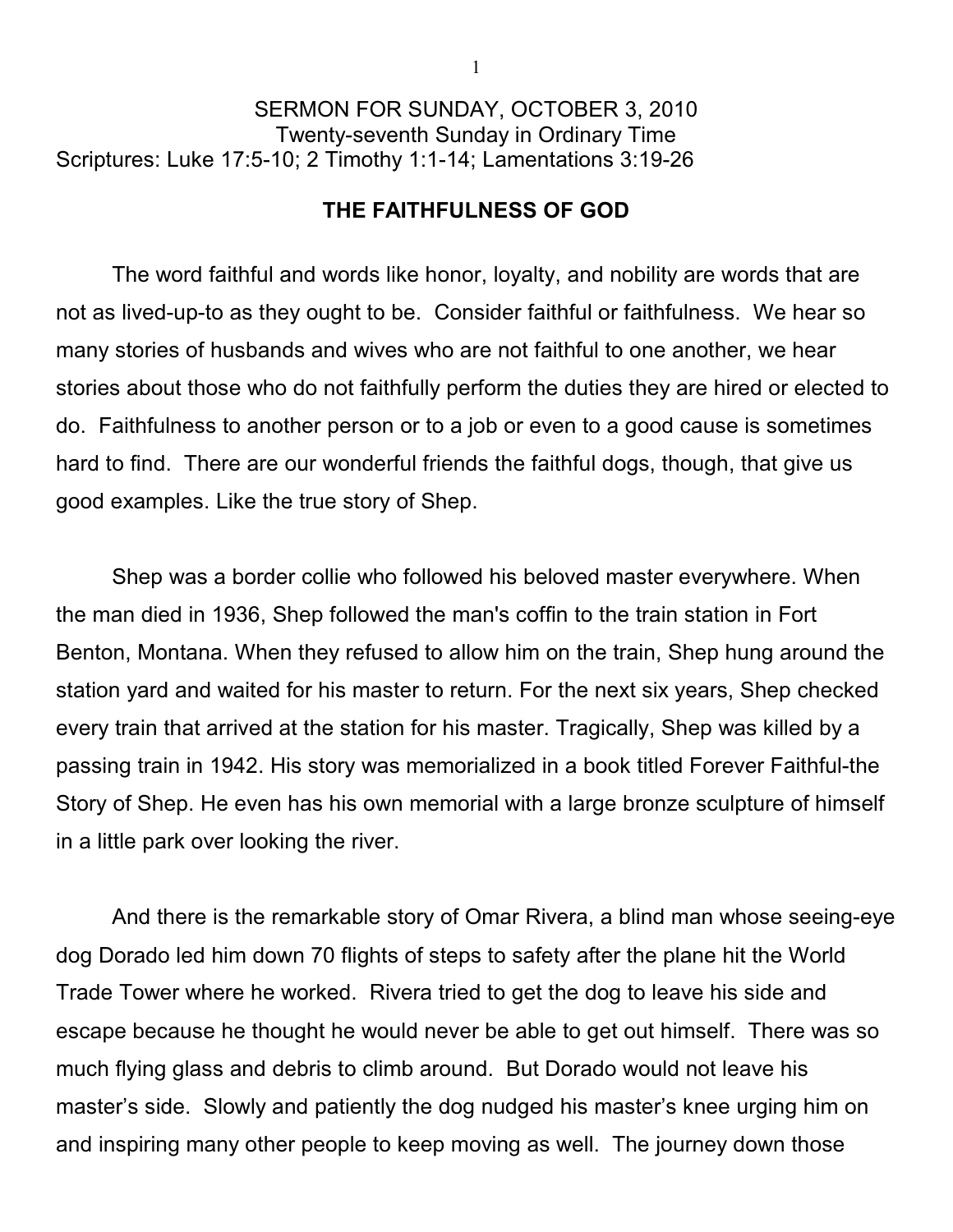SERMON FOR SUNDAY, OCTOBER 3, 2010
Twenty-seventh Sunday in Ordinary Time
Scriptures: Luke 17:5-10; 2 Timothy 1:1-14; Lamentations 3:19-26

## THE FAITHFULNESS OF GOD

The word faithful and words like honor, loyalty, and nobility are words that are not as lived-up-to as they ought to be. Consider faithful or faithfulness. We hear so many stories of husbands and wives who are not faithful to one another, we hear stories about those who do not faithfully perform the duties they are hired or elected to do. Faithfulness to another person or to a job or even to a good cause is sometimes hard to find. There are our wonderful friends the faithful dogs, though, that give us good examples. Like the true story of Shep.

Shep was a border collie who followed his beloved master everywhere. When the man died in 1936, Shep followed the man's coffin to the train station in Fort Benton, Montana. When they refused to allow him on the train, Shep hung around the station yard and waited for his master to return. For the next six years, Shep checked every train that arrived at the station for his master. Tragically, Shep was killed by a passing train in 1942. His story was memorialized in a book titled Forever Faithful-the Story of Shep. He even has his own memorial with a large bronze sculpture of himself in a little park over looking the river.

And there is the remarkable story of Omar Rivera, a blind man whose seeing-eye dog Dorado led him down 70 flights of steps to safety after the plane hit the World Trade Tower where he worked. Rivera tried to get the dog to leave his side and escape because he thought he would never be able to get out himself. There was so much flying glass and debris to climb around. But Dorado would not leave his master's side. Slowly and patiently the dog nudged his master's knee urging him on and inspiring many other people to keep moving as well. The journey down those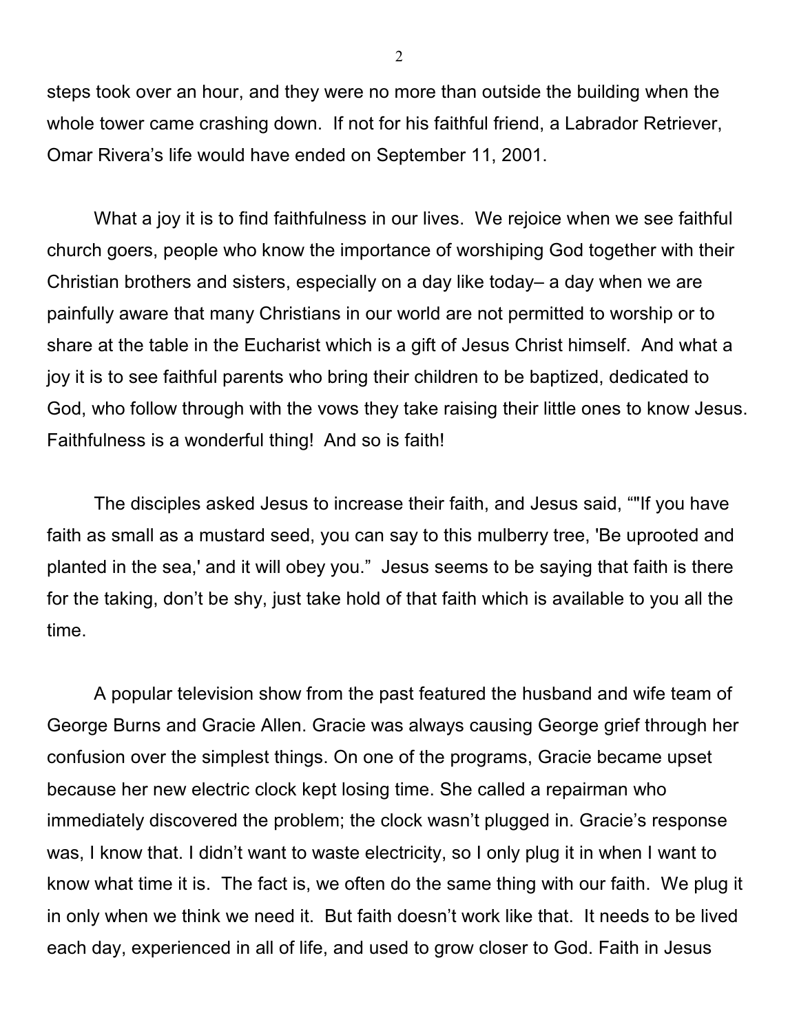steps took over an hour, and they were no more than outside the building when the whole tower came crashing down. If not for his faithful friend, a Labrador Retriever, Omar Rivera's life would have ended on September 11, 2001.

What a joy it is to find faithfulness in our lives. We rejoice when we see faithful church goers, people who know the importance of worshiping God together with their Christian brothers and sisters, especially on a day like today– a day when we are painfully aware that many Christians in our world are not permitted to worship or to share at the table in the Eucharist which is a gift of Jesus Christ himself. And what a joy it is to see faithful parents who bring their children to be baptized, dedicated to God, who follow through with the vows they take raising their little ones to know Jesus. Faithfulness is a wonderful thing! And so is faith!

The disciples asked Jesus to increase their faith, and Jesus said, ""If you have faith as small as a mustard seed, you can say to this mulberry tree, 'Be uprooted and planted in the sea,' and it will obey you." Jesus seems to be saying that faith is there for the taking, don't be shy, just take hold of that faith which is available to you all the time.

A popular television show from the past featured the husband and wife team of George Burns and Gracie Allen. Gracie was always causing George grief through her confusion over the simplest things. On one of the programs, Gracie became upset because her new electric clock kept losing time. She called a repairman who immediately discovered the problem; the clock wasn't plugged in. Gracie's response was, I know that. I didn't want to waste electricity, so I only plug it in when I want to know what time it is. The fact is, we often do the same thing with our faith. We plug it in only when we think we need it. But faith doesn't work like that. It needs to be lived each day, experienced in all of life, and used to grow closer to God. Faith in Jesus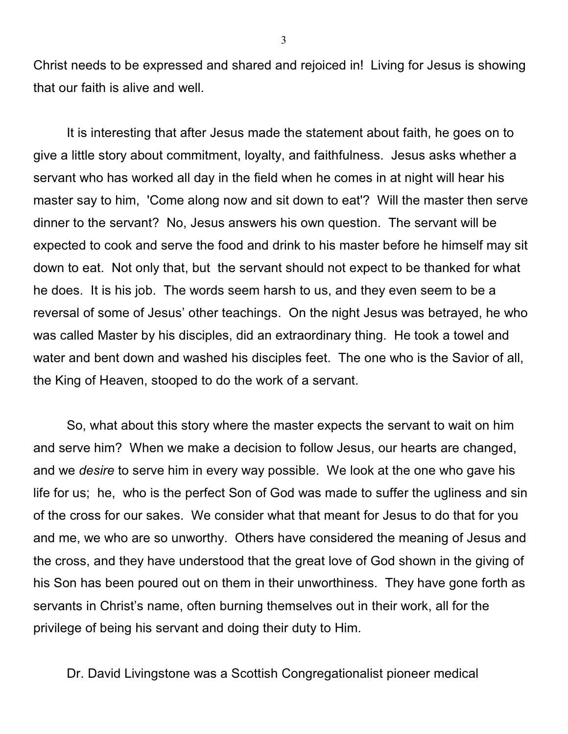Christ needs to be expressed and shared and rejoiced in! Living for Jesus is showing that our faith is alive and well.

It is interesting that after Jesus made the statement about faith, he goes on to give a little story about commitment, loyalty, and faithfulness. Jesus asks whether a servant who has worked all day in the field when he comes in at night will hear his master say to him, 'Come along now and sit down to eat'? Will the master then serve dinner to the servant? No, Jesus answers his own question. The servant will be expected to cook and serve the food and drink to his master before he himself may sit down to eat. Not only that, but the servant should not expect to be thanked for what he does. It is his job. The words seem harsh to us, and they even seem to be a reversal of some of Jesus' other teachings. On the night Jesus was betrayed, he who was called Master by his disciples, did an extraordinary thing. He took a towel and water and bent down and washed his disciples feet. The one who is the Savior of all, the King of Heaven, stooped to do the work of a servant.

So, what about this story where the master expects the servant to wait on him and serve him? When we make a decision to follow Jesus, our hearts are changed, and we *desire* to serve him in every way possible. We look at the one who gave his life for us; he, who is the perfect Son of God was made to suffer the ugliness and sin of the cross for our sakes. We consider what that meant for Jesus to do that for you and me, we who are so unworthy. Others have considered the meaning of Jesus and the cross, and they have understood that the great love of God shown in the giving of his Son has been poured out on them in their unworthiness. They have gone forth as servants in Christ's name, often burning themselves out in their work, all for the privilege of being his servant and doing their duty to Him.

Dr. David Livingstone was a Scottish Congregationalist pioneer medical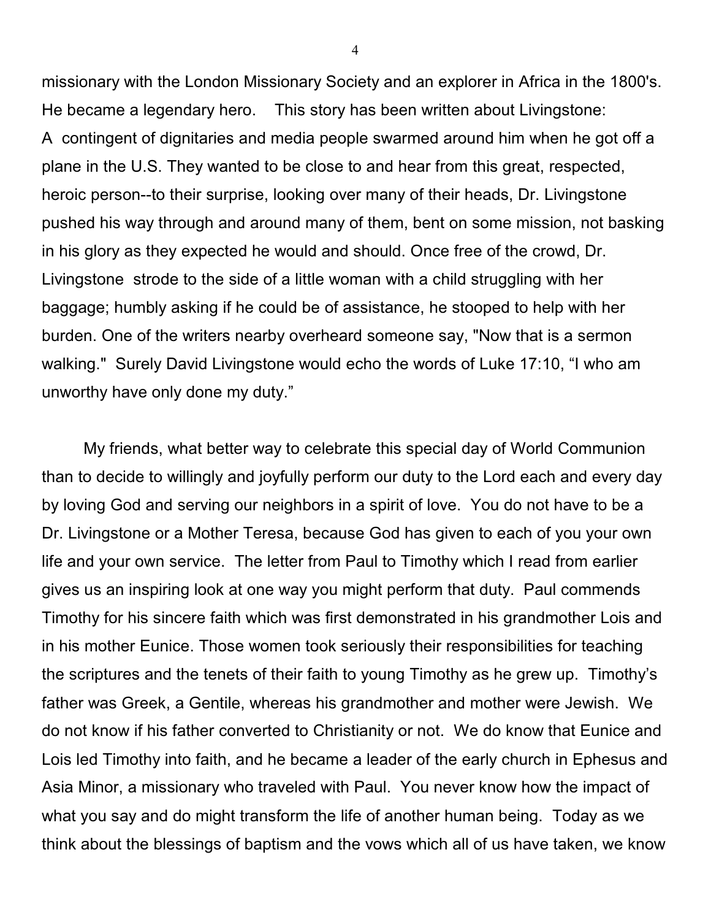missionary with the London Missionary Society and an explorer in Africa in the 1800's. He became a legendary hero. This story has been written about Livingstone: A contingent of dignitaries and media people swarmed around him when he got off a plane in the U.S. They wanted to be close to and hear from this great, respected, heroic person--to their surprise, looking over many of their heads, Dr. Livingstone pushed his way through and around many of them, bent on some mission, not basking in his glory as they expected he would and should. Once free of the crowd, Dr. Livingstone strode to the side of a little woman with a child struggling with her baggage; humbly asking if he could be of assistance, he stooped to help with her burden. One of the writers nearby overheard someone say, "Now that is a sermon walking." Surely David Livingstone would echo the words of Luke 17:10, “I who am unworthy have only done my duty.”

My friends, what better way to celebrate this special day of World Communion than to decide to willingly and joyfully perform our duty to the Lord each and every day by loving God and serving our neighbors in a spirit of love. You do not have to be a Dr. Livingstone or a Mother Teresa, because God has given to each of you your own life and your own service. The letter from Paul to Timothy which I read from earlier gives us an inspiring look at one way you might perform that duty. Paul commends Timothy for his sincere faith which was first demonstrated in his grandmother Lois and in his mother Eunice. Those women took seriously their responsibilities for teaching the scriptures and the tenets of their faith to young Timothy as he grew up. Timothy’s father was Greek, a Gentile, whereas his grandmother and mother were Jewish. We do not know if his father converted to Christianity or not. We do know that Eunice and Lois led Timothy into faith, and he became a leader of the early church in Ephesus and Asia Minor, a missionary who traveled with Paul. You never know how the impact of what you say and do might transform the life of another human being. Today as we think about the blessings of baptism and the vows which all of us have taken, we know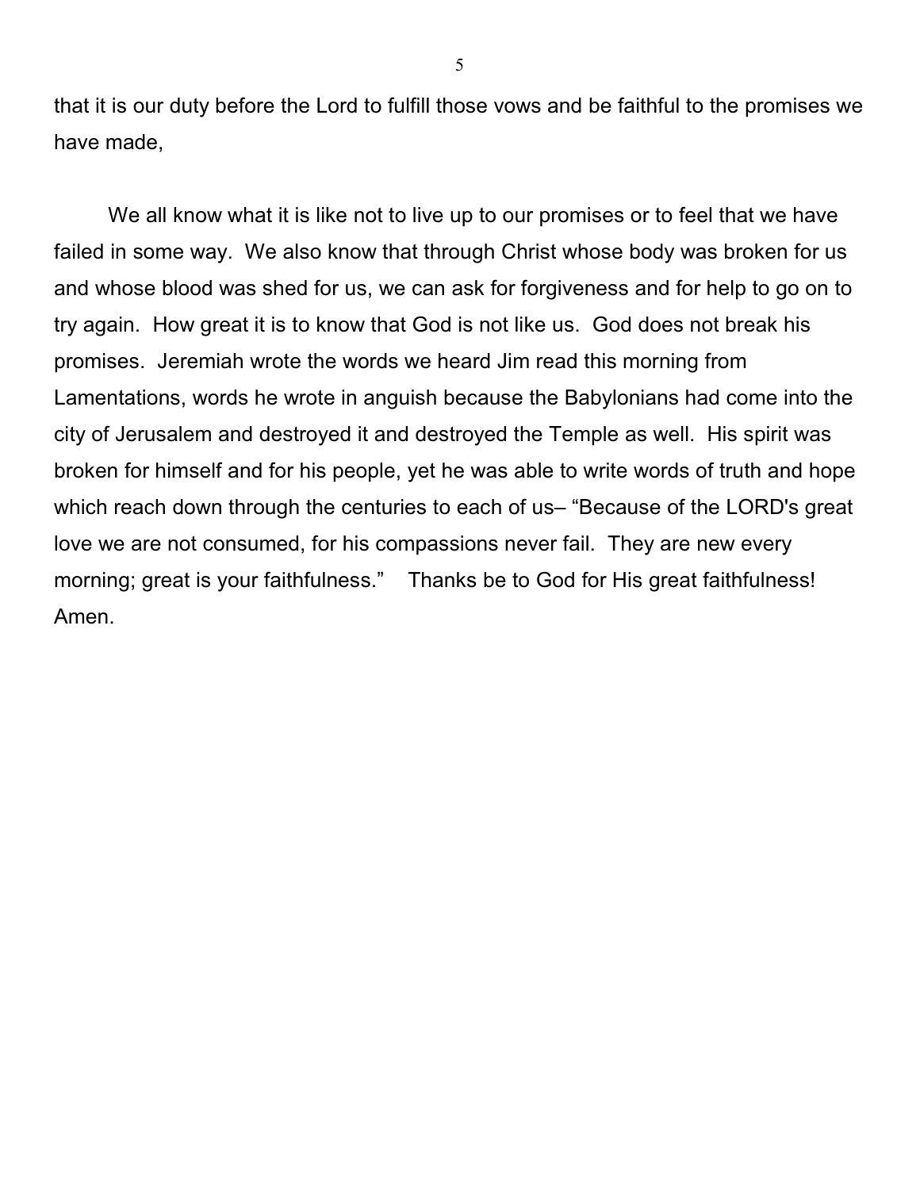that it is our duty before the Lord to fulfill those vows and be faithful to the promises we have made,

We all know what it is like not to live up to our promises or to feel that we have failed in some way. We also know that through Christ whose body was broken for us and whose blood was shed for us, we can ask for forgiveness and for help to go on to try again. How great it is to know that God is not like us. God does not break his promises. Jeremiah wrote the words we heard Jim read this morning from Lamentations, words he wrote in anguish because the Babylonians had come into the city of Jerusalem and destroyed it and destroyed the Temple as well. His spirit was broken for himself and for his people, yet he was able to write words of truth and hope which reach down through the centuries to each of us– "Because of the LORD's great love we are not consumed, for his compassions never fail. They are new every morning; great is your faithfulness." Thanks be to God for His great faithfulness! Amen.